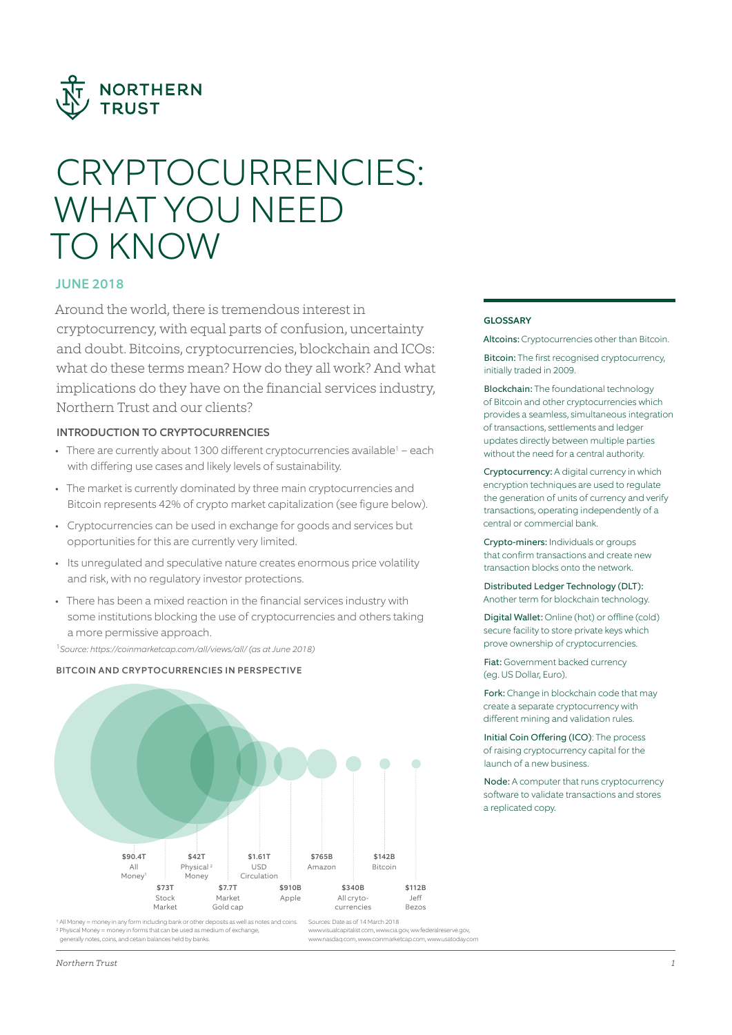# CRYPTOCURRENCIES: WHAT YOU NEED TO KNOW

## JUNE 2018

Around the world, there is tremendous interest in cryptocurrency, with equal parts of confusion, uncertainty and doubt. Bitcoins, cryptocurrencies, blockchain and ICOs: what do these terms mean? How do they all work? And what implications do they have on the financial services industry, Northern Trust and our clients?

### INTRODUCTION TO CRYPTOCURRENCIES

- There are currently about 1300 different cryptocurrencies available[1] – each with differing use cases and likely levels of sustainability.
- The market is currently dominated by three main cryptocurrencies and Bitcoin represents 42% of crypto market capitalization (see figure below).
- Cryptocurrencies can be used in exchange for goods and services but opportunities for this are currently very limited.
- Its unregulated and speculative nature creates enormous price volatility and risk, with no regulatory investor protections.
- There has been a mixed reaction in the financial services industry with some institutions blocking the use of cryptocurrencies and others taking a more permissive approach.

[1] *Source: https://coinmarketcap.com/all/views/all/ (as at June 2018)*

### BITCOIN AND CRYPTOCURRENCIES IN PERSPECTIVE

| Value | Category |
|---|---|
| $90.4T | All Money[1] |
| $73T | Stock Market |
| $42T | Physical[2] Money |
| $7.7T | Market Gold cap |
| $1.61T | USD Circulation |
| $910B | Apple |
| $765B | Amazon |
| $340B | All cryto-currencies |
| $142B | Bitcoin |
| $112B | Jeff Bezos |

[1] All Money = money in any form including bank or other deposits as well as notes and coins.
[2] Physical Money = money in forms that can be used as medium of exchange, generally notes, coins, and cetain balances held by banks.

Sources: Date as of 14 March 2018
www.visualcapitalist.com, www.cia.gov, ww.federalreserve.gov, www.nasdaq.com, www.coinmarketcap.com, www.usatoday.com

### GLOSSARY

**Altcoins:** Cryptocurrencies other than Bitcoin.

**Bitcoin:** The first recognised cryptocurrency, initially traded in 2009.

**Blockchain:** The foundational technology of Bitcoin and other cryptocurrencies which provides a seamless, simultaneous integration of transactions, settlements and ledger updates directly between multiple parties without the need for a central authority.

**Cryptocurrency:** A digital currency in which encryption techniques are used to regulate the generation of units of currency and verify transactions, operating independently of a central or commercial bank.

**Crypto-miners:** Individuals or groups that confirm transactions and create new transaction blocks onto the network.

**Distributed Ledger Technology (DLT):** Another term for blockchain technology.

**Digital Wallet:** Online (hot) or offline (cold) secure facility to store private keys which prove ownership of cryptocurrencies.

**Fiat:** Government backed currency (eg. US Dollar, Euro).

**Fork:** Change in blockchain code that may create a separate cryptocurrency with different mining and validation rules.

**Initial Coin Offering (ICO):** The process of raising cryptocurrency capital for the launch of a new business.

**Node:** A computer that runs cryptocurrency software to validate transactions and stores a replicated copy.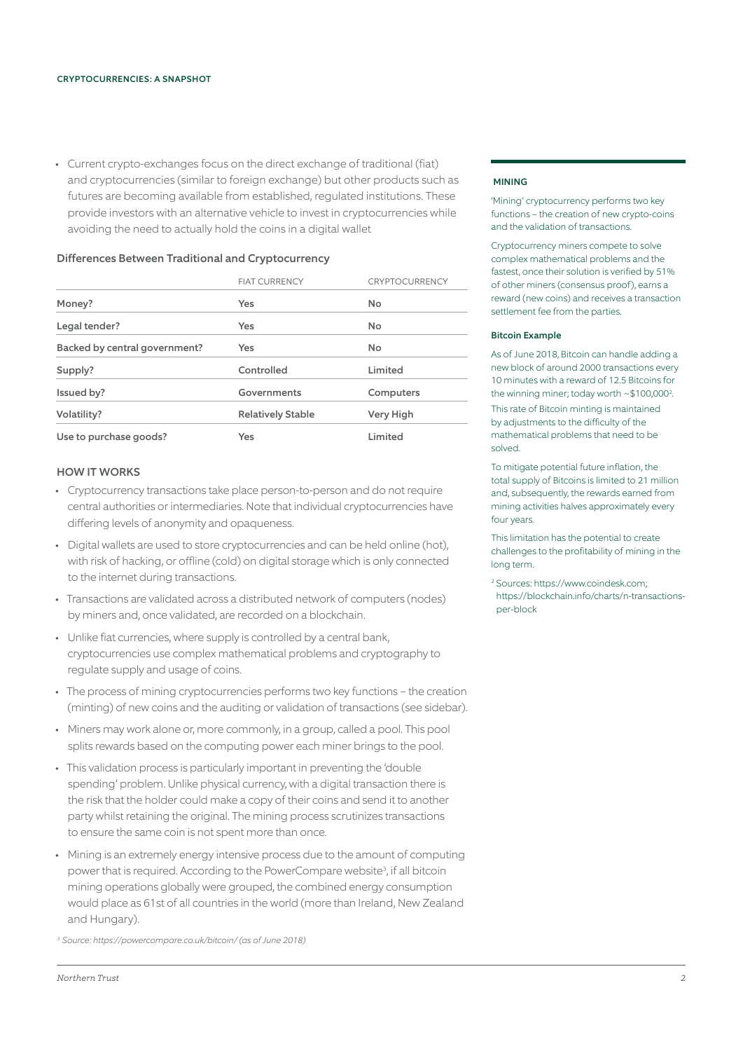- Current crypto-exchanges focus on the direct exchange of traditional (fiat) and cryptocurrencies (similar to foreign exchange) but other products such as futures are becoming available from established, regulated institutions. These provide investors with an alternative vehicle to invest in cryptocurrencies while avoiding the need to actually hold the coins in a digital wallet

### Differences Between Traditional and Cryptocurrency

| | FIAT CURRENCY | CRYPTOCURRENCY |
|---|---|---|
| Money? | Yes | No |
| Legal tender? | Yes | No |
| Backed by central government? | Yes | No |
| Supply? | Controlled | Limited |
| Issued by? | Governments | Computers |
| Volatility? | Relatively Stable | Very High |
| Use to purchase goods? | Yes | Limited |

## HOW IT WORKS

- Cryptocurrency transactions take place person-to-person and do not require central authorities or intermediaries. Note that individual cryptocurrencies have differing levels of anonymity and opaqueness.
- Digital wallets are used to store cryptocurrencies and can be held online (hot), with risk of hacking, or offline (cold) on digital storage which is only connected to the internet during transactions.
- Transactions are validated across a distributed network of computers (nodes) by miners and, once validated, are recorded on a blockchain.
- Unlike fiat currencies, where supply is controlled by a central bank, cryptocurrencies use complex mathematical problems and cryptography to regulate supply and usage of coins.
- The process of mining cryptocurrencies performs two key functions – the creation (minting) of new coins and the auditing or validation of transactions (see sidebar).
- Miners may work alone or, more commonly, in a group, called a pool. This pool splits rewards based on the computing power each miner brings to the pool.
- This validation process is particularly important in preventing the 'double spending' problem. Unlike physical currency, with a digital transaction there is the risk that the holder could make a copy of their coins and send it to another party whilst retaining the original. The mining process scrutinizes transactions to ensure the same coin is not spent more than once.
- Mining is an extremely energy intensive process due to the amount of computing power that is required. According to the PowerCompare website[3], if all bitcoin mining operations globally were grouped, the combined energy consumption would place as 61st of all countries in the world (more than Ireland, New Zealand and Hungary).

[3] *Source: https://powercompare.co.uk/bitcoin/ (as of June 2018)*

## MINING

'Mining' cryptocurrency performs two key functions – the creation of new crypto-coins and the validation of transactions.

Cryptocurrency miners compete to solve complex mathematical problems and the fastest, once their solution is verified by 51% of other miners (consensus proof), earns a reward (new coins) and receives a transaction settlement fee from the parties.

### Bitcoin Example

As of June 2018, Bitcoin can handle adding a new block of around 2000 transactions every 10 minutes with a reward of 12.5 Bitcoins for the winning miner; today worth ~$100,000[2].

This rate of Bitcoin minting is maintained by adjustments to the difficulty of the mathematical problems that need to be solved.

To mitigate potential future inflation, the total supply of Bitcoins is limited to 21 million and, subsequently, the rewards earned from mining activities halves approximately every four years.

This limitation has the potential to create challenges to the profitability of mining in the long term.

[2] Sources: https://www.coindesk.com; https://blockchain.info/charts/n-transactions-per-block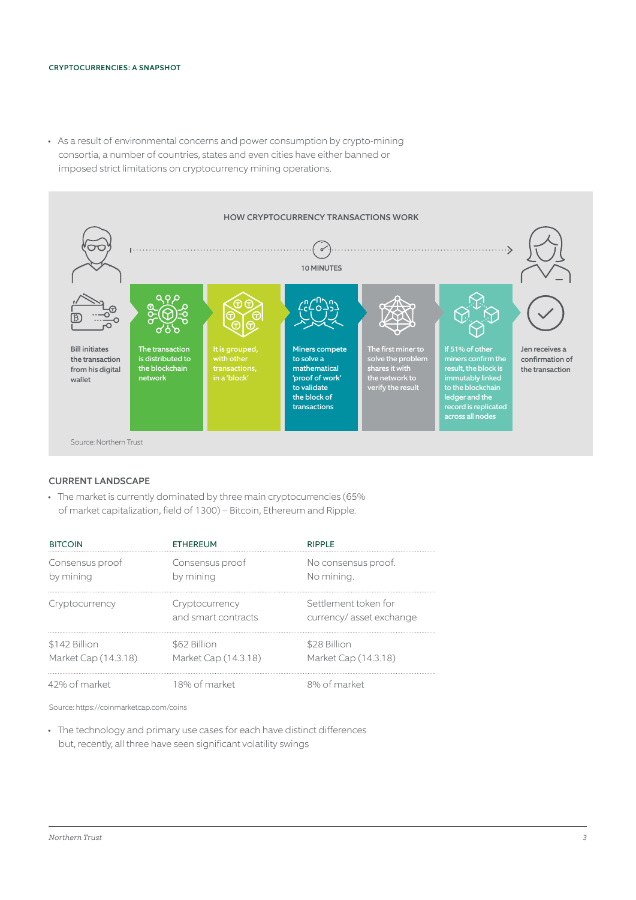- As a result of environmental concerns and power consumption by crypto-mining consortia, a number of countries, states and even cities have either banned or imposed strict limitations on cryptocurrency mining operations.

### HOW CRYPTOCURRENCY TRANSACTIONS WORK

10 MINUTES

1. Bill initiates the transaction from his digital wallet
2. The transaction is distributed to the blockchain network
3. It is grouped, with other transactions, in a 'block'
4. Miners compete to solve a mathematical 'proof of work' to validate the block of transactions
5. The first miner to solve the problem shares it with the network to verify the result
6. If 51% of other miners confirm the result, the block is immutably linked to the blockchain ledger and the record is replicated across all nodes
7. Jen receives a confirmation of the transaction

Source: Northern Trust

## CURRENT LANDSCAPE

- The market is currently dominated by three main cryptocurrencies (65% of market capitalization, field of 1300) – Bitcoin, Ethereum and Ripple.

| BITCOIN | ETHEREUM | RIPPLE |
|---|---|---|
| Consensus proof by mining | Consensus proof by mining | No consensus proof. No mining. |
| Cryptocurrency | Cryptocurrency and smart contracts | Settlement token for currency/ asset exchange |
| $142 Billion Market Cap (14.3.18) | $62 Billion Market Cap (14.3.18) | $28 Billion Market Cap (14.3.18) |
| 42% of market | 18% of market | 8% of market |

Source: https://coinmarketcap.com/coins

- The technology and primary use cases for each have distinct differences but, recently, all three have seen significant volatility swings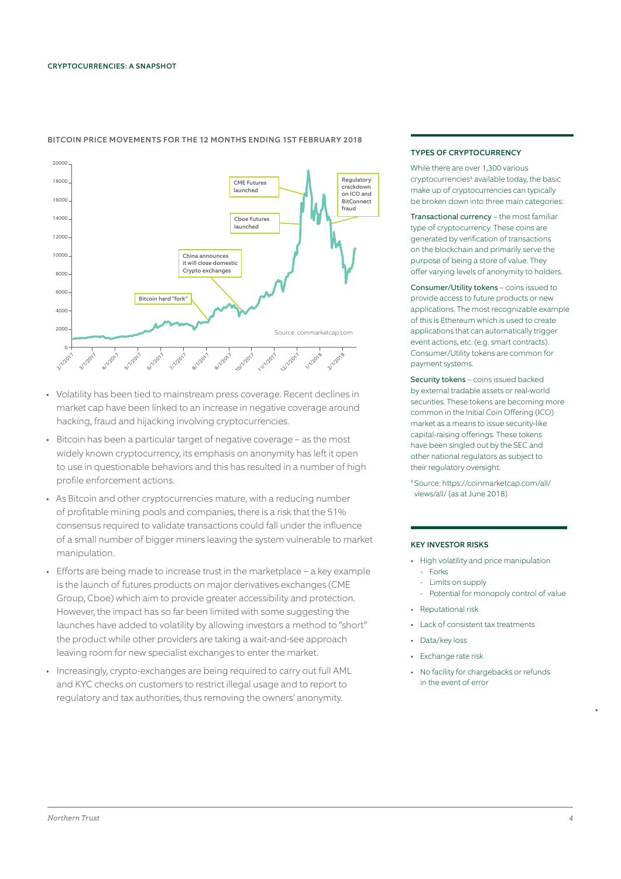## BITCOIN PRICE MOVEMENTS FOR THE 12 MONTHS ENDING 1ST FEBRUARY 2018

Source: coinmarketcap.com

- Volatility has been tied to mainstream press coverage. Recent declines in market cap have been linked to an increase in negative coverage around hacking, fraud and hijacking involving cryptocurrencies.
- Bitcoin has been a particular target of negative coverage – as the most widely known cryptocurrency, its emphasis on anonymity has left it open to use in questionable behaviors and this has resulted in a number of high profile enforcement actions.
- As Bitcoin and other cryptocurrencies mature, with a reducing number of profitable mining pools and companies, there is a risk that the 51% consensus required to validate transactions could fall under the influence of a small number of bigger miners leaving the system vulnerable to market manipulation.
- Efforts are being made to increase trust in the marketplace – a key example is the launch of futures products on major derivatives exchanges (CME Group, Cboe) which aim to provide greater accessibility and protection. However, the impact has so far been limited with some suggesting the launches have added to volatility by allowing investors a method to "short" the product while other providers are taking a wait-and-see approach leaving room for new specialist exchanges to enter the market.
- Increasingly, crypto-exchanges are being required to carry out full AML and KYC checks on customers to restrict illegal usage and to report to regulatory and tax authorities, thus removing the owners' anonymity.

### TYPES OF CRYPTOCURRENCY

While there are over 1,300 various cryptocurrencies[4] available today, the basic make up of cryptocurrencies can typically be broken down into three main categories:

Transactional currency – the most familiar type of cryptocurrency. These coins are generated by verification of transactions on the blockchain and primarily serve the purpose of being a store of value. They offer varying levels of anonymity to holders.

Consumer/Utility tokens – coins issued to provide access to future products or new applications. The most recognizable example of this is Ethereum which is used to create applications that can automatically trigger event actions, etc. (e.g. smart contracts). Consumer/Utility tokens are common for payment systems.

Security tokens – coins issued backed by external tradable assets or real-world securities. These tokens are becoming more common in the Initial Coin Offering (ICO) market as a means to issue security-like capital-raising offerings. These tokens have been singled out by the SEC and other national regulators as subject to their regulatory oversight.

[4] Source: https://coinmarketcap.com/all/views/all/ (as at June 2018)

### KEY INVESTOR RISKS

- High volatility and price manipulation
  - Forks
  - Limits on supply
  - Potential for monopoly control of value
- Reputational risk
- Lack of consistent tax treatments
- Data/key loss
- Exchange rate risk
- No facility for chargebacks or refunds in the event of error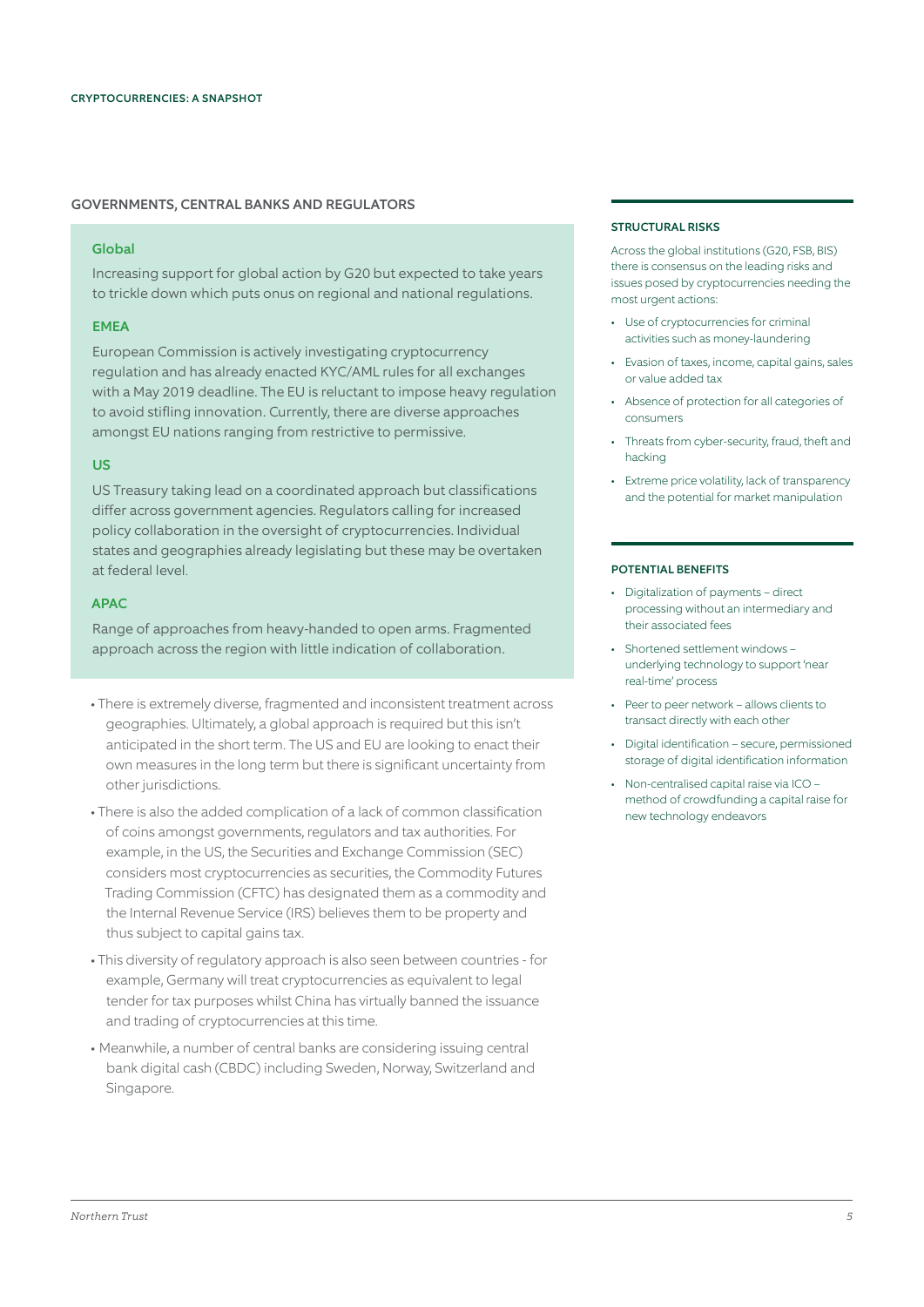## GOVERNMENTS, CENTRAL BANKS AND REGULATORS

### Global

Increasing support for global action by G20 but expected to take years to trickle down which puts onus on regional and national regulations.

### EMEA

European Commission is actively investigating cryptocurrency regulation and has already enacted KYC/AML rules for all exchanges with a May 2019 deadline. The EU is reluctant to impose heavy regulation to avoid stifling innovation. Currently, there are diverse approaches amongst EU nations ranging from restrictive to permissive.

### US

US Treasury taking lead on a coordinated approach but classifications differ across government agencies. Regulators calling for increased policy collaboration in the oversight of cryptocurrencies. Individual states and geographies already legislating but these may be overtaken at federal level.

### APAC

Range of approaches from heavy-handed to open arms. Fragmented approach across the region with little indication of collaboration.

- There is extremely diverse, fragmented and inconsistent treatment across geographies. Ultimately, a global approach is required but this isn't anticipated in the short term. The US and EU are looking to enact their own measures in the long term but there is significant uncertainty from other jurisdictions.
- There is also the added complication of a lack of common classification of coins amongst governments, regulators and tax authorities. For example, in the US, the Securities and Exchange Commission (SEC) considers most cryptocurrencies as securities, the Commodity Futures Trading Commission (CFTC) has designated them as a commodity and the Internal Revenue Service (IRS) believes them to be property and thus subject to capital gains tax.
- This diversity of regulatory approach is also seen between countries - for example, Germany will treat cryptocurrencies as equivalent to legal tender for tax purposes whilst China has virtually banned the issuance and trading of cryptocurrencies at this time.
- Meanwhile, a number of central banks are considering issuing central bank digital cash (CBDC) including Sweden, Norway, Switzerland and Singapore.

### STRUCTURAL RISKS

Across the global institutions (G20, FSB, BIS) there is consensus on the leading risks and issues posed by cryptocurrencies needing the most urgent actions:

- Use of cryptocurrencies for criminal activities such as money-laundering
- Evasion of taxes, income, capital gains, sales or value added tax
- Absence of protection for all categories of consumers
- Threats from cyber-security, fraud, theft and hacking
- Extreme price volatility, lack of transparency and the potential for market manipulation

### POTENTIAL BENEFITS

- Digitalization of payments – direct processing without an intermediary and their associated fees
- Shortened settlement windows – underlying technology to support 'near real-time' process
- Peer to peer network – allows clients to transact directly with each other
- Digital identification – secure, permissioned storage of digital identification information
- Non-centralised capital raise via ICO – method of crowdfunding a capital raise for new technology endeavors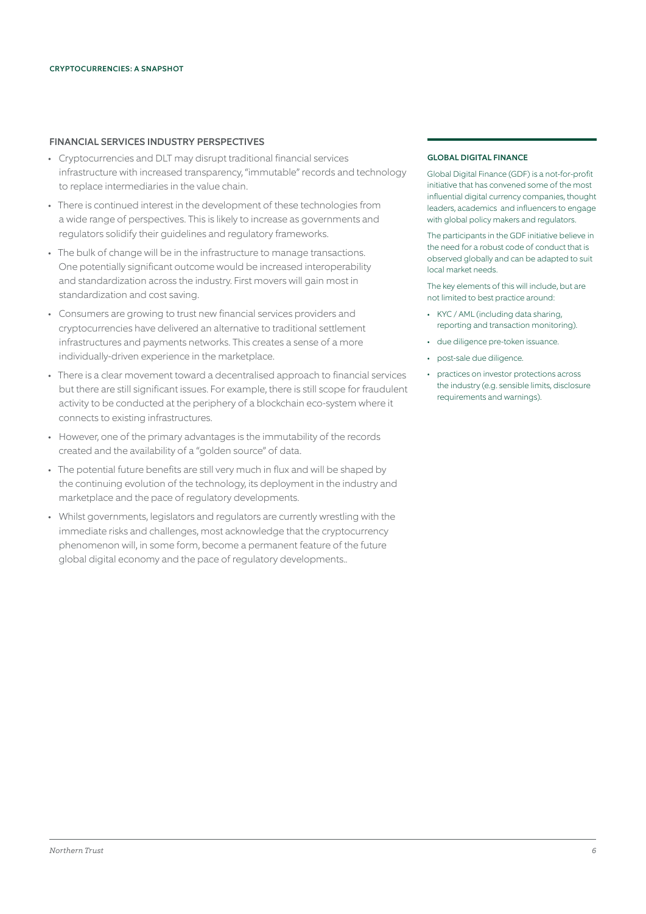## FINANCIAL SERVICES INDUSTRY PERSPECTIVES

- Cryptocurrencies and DLT may disrupt traditional financial services infrastructure with increased transparency, "immutable" records and technology to replace intermediaries in the value chain.
- There is continued interest in the development of these technologies from a wide range of perspectives. This is likely to increase as governments and regulators solidify their guidelines and regulatory frameworks.
- The bulk of change will be in the infrastructure to manage transactions. One potentially significant outcome would be increased interoperability and standardization across the industry. First movers will gain most in standardization and cost saving.
- Consumers are growing to trust new financial services providers and cryptocurrencies have delivered an alternative to traditional settlement infrastructures and payments networks. This creates a sense of a more individually-driven experience in the marketplace.
- There is a clear movement toward a decentralised approach to financial services but there are still significant issues. For example, there is still scope for fraudulent activity to be conducted at the periphery of a blockchain eco-system where it connects to existing infrastructures.
- However, one of the primary advantages is the immutability of the records created and the availability of a "golden source" of data.
- The potential future benefits are still very much in flux and will be shaped by the continuing evolution of the technology, its deployment in the industry and marketplace and the pace of regulatory developments.
- Whilst governments, legislators and regulators are currently wrestling with the immediate risks and challenges, most acknowledge that the cryptocurrency phenomenon will, in some form, become a permanent feature of the future global digital economy and the pace of regulatory developments..

### GLOBAL DIGITAL FINANCE

Global Digital Finance (GDF) is a not-for-profit initiative that has convened some of the most influential digital currency companies, thought leaders, academics and influencers to engage with global policy makers and regulators.

The participants in the GDF initiative believe in the need for a robust code of conduct that is observed globally and can be adapted to suit local market needs.

The key elements of this will include, but are not limited to best practice around:

- KYC / AML (including data sharing, reporting and transaction monitoring).
- due diligence pre-token issuance.
- post-sale due diligence.
- practices on investor protections across the industry (e.g. sensible limits, disclosure requirements and warnings).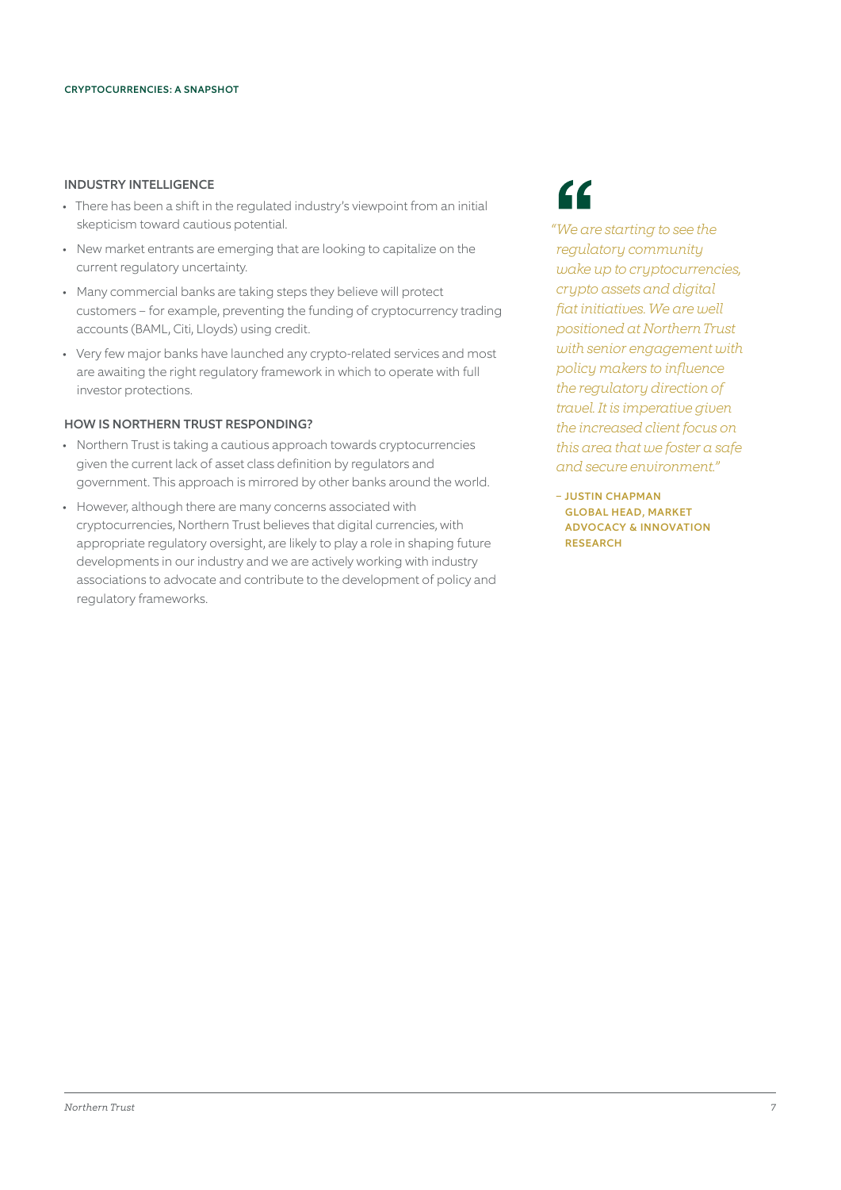## INDUSTRY INTELLIGENCE

- There has been a shift in the regulated industry's viewpoint from an initial skepticism toward cautious potential.
- New market entrants are emerging that are looking to capitalize on the current regulatory uncertainty.
- Many commercial banks are taking steps they believe will protect customers – for example, preventing the funding of cryptocurrency trading accounts (BAML, Citi, Lloyds) using credit.
- Very few major banks have launched any crypto-related services and most are awaiting the right regulatory framework in which to operate with full investor protections.

## HOW IS NORTHERN TRUST RESPONDING?

- Northern Trust is taking a cautious approach towards cryptocurrencies given the current lack of asset class definition by regulators and government. This approach is mirrored by other banks around the world.
- However, although there are many concerns associated with cryptocurrencies, Northern Trust believes that digital currencies, with appropriate regulatory oversight, are likely to play a role in shaping future developments in our industry and we are actively working with industry associations to advocate and contribute to the development of policy and regulatory frameworks.

> *"We are starting to see the regulatory community wake up to cryptocurrencies, crypto assets and digital fiat initiatives. We are well positioned at Northern Trust with senior engagement with policy makers to influence the regulatory direction of travel. It is imperative given the increased client focus on this area that we foster a safe and secure environment."*
>
> – **JUSTIN CHAPMAN**
> **GLOBAL HEAD, MARKET ADVOCACY & INNOVATION RESEARCH**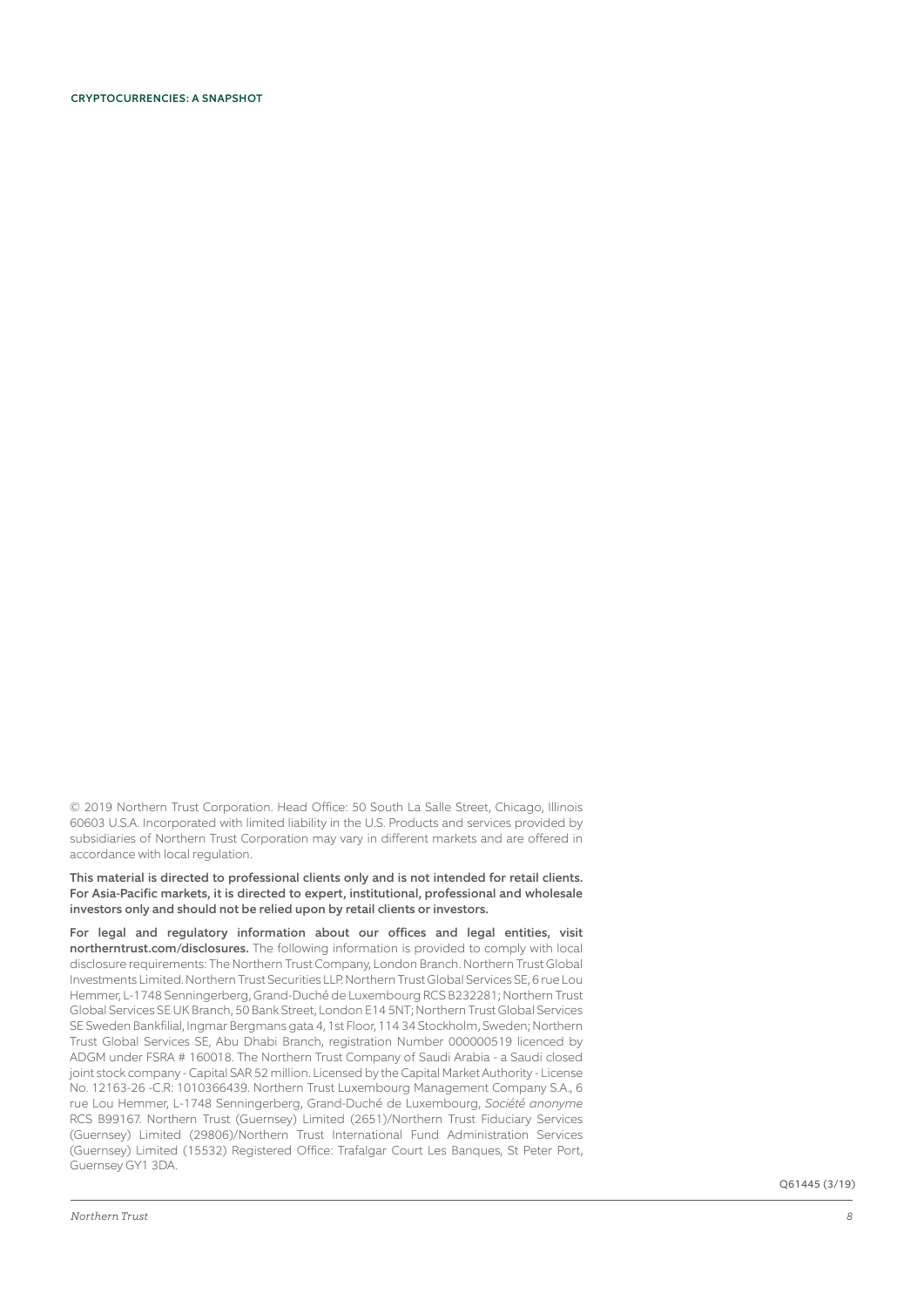© 2019 Northern Trust Corporation. Head Office: 50 South La Salle Street, Chicago, Illinois 60603 U.S.A. Incorporated with limited liability in the U.S. Products and services provided by subsidiaries of Northern Trust Corporation may vary in different markets and are offered in accordance with local regulation.

**This material is directed to professional clients only and is not intended for retail clients. For Asia-Pacific markets, it is directed to expert, institutional, professional and wholesale investors only and should not be relied upon by retail clients or investors.**

**For legal and regulatory information about our offices and legal entities, visit northerntrust.com/disclosures.** The following information is provided to comply with local disclosure requirements: The Northern Trust Company, London Branch. Northern Trust Global Investments Limited. Northern Trust Securities LLP. Northern Trust Global Services SE, 6 rue Lou Hemmer, L-1748 Senningerberg, Grand-Duché de Luxembourg RCS B232281; Northern Trust Global Services SE UK Branch, 50 Bank Street, London E14 5NT; Northern Trust Global Services SE Sweden Bankfilial, Ingmar Bergmans gata 4, 1st Floor, 114 34 Stockholm, Sweden; Northern Trust Global Services SE, Abu Dhabi Branch, registration Number 000000519 licenced by ADGM under FSRA # 160018. The Northern Trust Company of Saudi Arabia - a Saudi closed joint stock company - Capital SAR 52 million. Licensed by the Capital Market Authority - License No. 12163-26 -C.R: 1010366439. Northern Trust Luxembourg Management Company S.A., 6 rue Lou Hemmer, L-1748 Senningerberg, Grand-Duché de Luxembourg, *Société anonyme* RCS B99167. Northern Trust (Guernsey) Limited (2651)/Northern Trust Fiduciary Services (Guernsey) Limited (29806)/Northern Trust International Fund Administration Services (Guernsey) Limited (15532) Registered Office: Trafalgar Court Les Banques, St Peter Port, Guernsey GY1 3DA.

Q61445 (3/19)